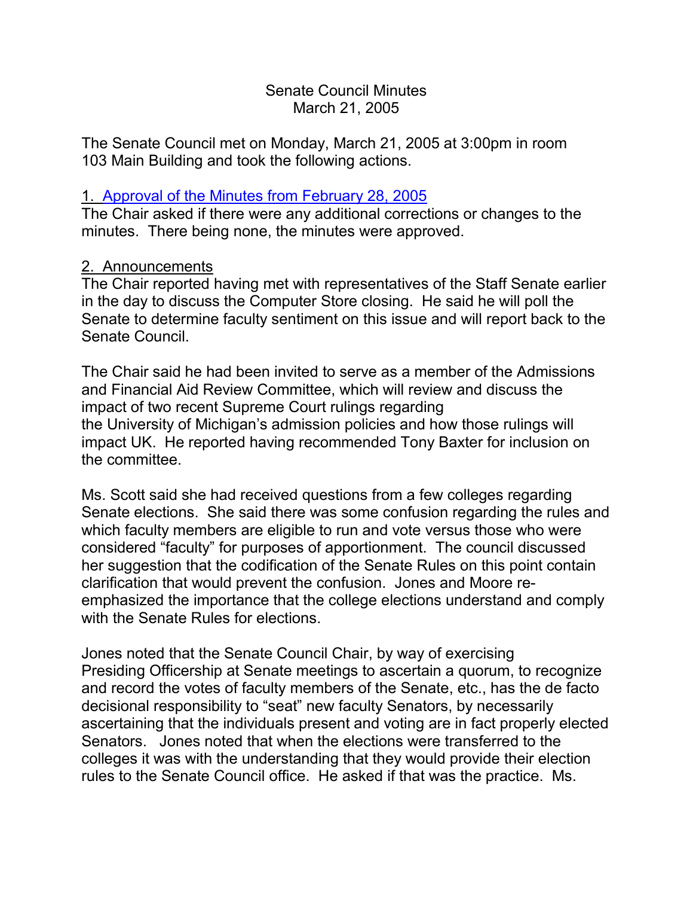Senate Council Minutes
March 21, 2005

The Senate Council met on Monday, March 21, 2005 at 3:00pm in room 103 Main Building and took the following actions.

1. Approval of the Minutes from February 28, 2005

The Chair asked if there were any additional corrections or changes to the minutes. There being none, the minutes were approved.

2. Announcements

The Chair reported having met with representatives of the Staff Senate earlier in the day to discuss the Computer Store closing. He said he will poll the Senate to determine faculty sentiment on this issue and will report back to the Senate Council.

The Chair said he had been invited to serve as a member of the Admissions and Financial Aid Review Committee, which will review and discuss the impact of two recent Supreme Court rulings regarding the University of Michigan's admission policies and how those rulings will impact UK. He reported having recommended Tony Baxter for inclusion on the committee.

Ms. Scott said she had received questions from a few colleges regarding Senate elections. She said there was some confusion regarding the rules and which faculty members are eligible to run and vote versus those who were considered "faculty" for purposes of apportionment. The council discussed her suggestion that the codification of the Senate Rules on this point contain clarification that would prevent the confusion. Jones and Moore re-emphasized the importance that the college elections understand and comply with the Senate Rules for elections.

Jones noted that the Senate Council Chair, by way of exercising Presiding Officership at Senate meetings to ascertain a quorum, to recognize and record the votes of faculty members of the Senate, etc., has the de facto decisional responsibility to "seat" new faculty Senators, by necessarily ascertaining that the individuals present and voting are in fact properly elected Senators. Jones noted that when the elections were transferred to the colleges it was with the understanding that they would provide their election rules to the Senate Council office. He asked if that was the practice. Ms.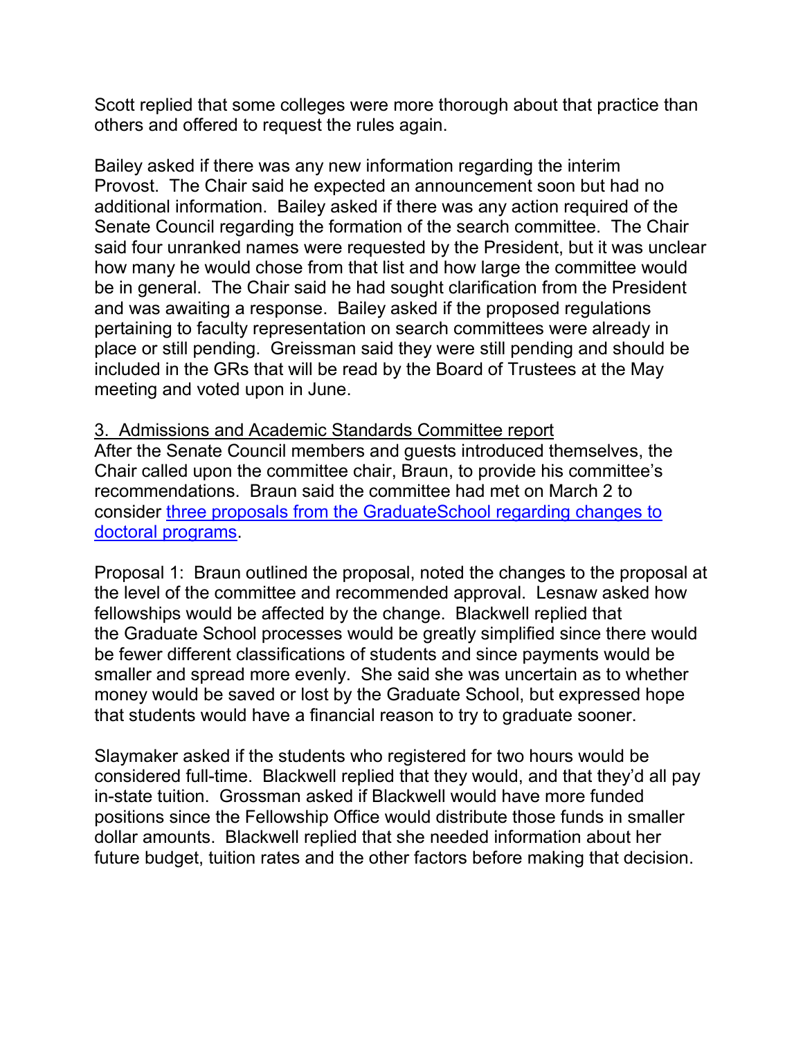Scott replied that some colleges were more thorough about that practice than others and offered to request the rules again.

Bailey asked if there was any new information regarding the interim Provost. The Chair said he expected an announcement soon but had no additional information. Bailey asked if there was any action required of the Senate Council regarding the formation of the search committee. The Chair said four unranked names were requested by the President, but it was unclear how many he would chose from that list and how large the committee would be in general. The Chair said he had sought clarification from the President and was awaiting a response. Bailey asked if the proposed regulations pertaining to faculty representation on search committees were already in place or still pending. Greissman said they were still pending and should be included in the GRs that will be read by the Board of Trustees at the May meeting and voted upon in June.

3. Admissions and Academic Standards Committee report

After the Senate Council members and guests introduced themselves, the Chair called upon the committee chair, Braun, to provide his committee's recommendations. Braun said the committee had met on March 2 to consider [three proposals from the GraduateSchool regarding changes to doctoral programs](#).

Proposal 1: Braun outlined the proposal, noted the changes to the proposal at the level of the committee and recommended approval. Lesnaw asked how fellowships would be affected by the change. Blackwell replied that the Graduate School processes would be greatly simplified since there would be fewer different classifications of students and since payments would be smaller and spread more evenly. She said she was uncertain as to whether money would be saved or lost by the Graduate School, but expressed hope that students would have a financial reason to try to graduate sooner.

Slaymaker asked if the students who registered for two hours would be considered full-time. Blackwell replied that they would, and that they'd all pay in-state tuition. Grossman asked if Blackwell would have more funded positions since the Fellowship Office would distribute those funds in smaller dollar amounts. Blackwell replied that she needed information about her future budget, tuition rates and the other factors before making that decision.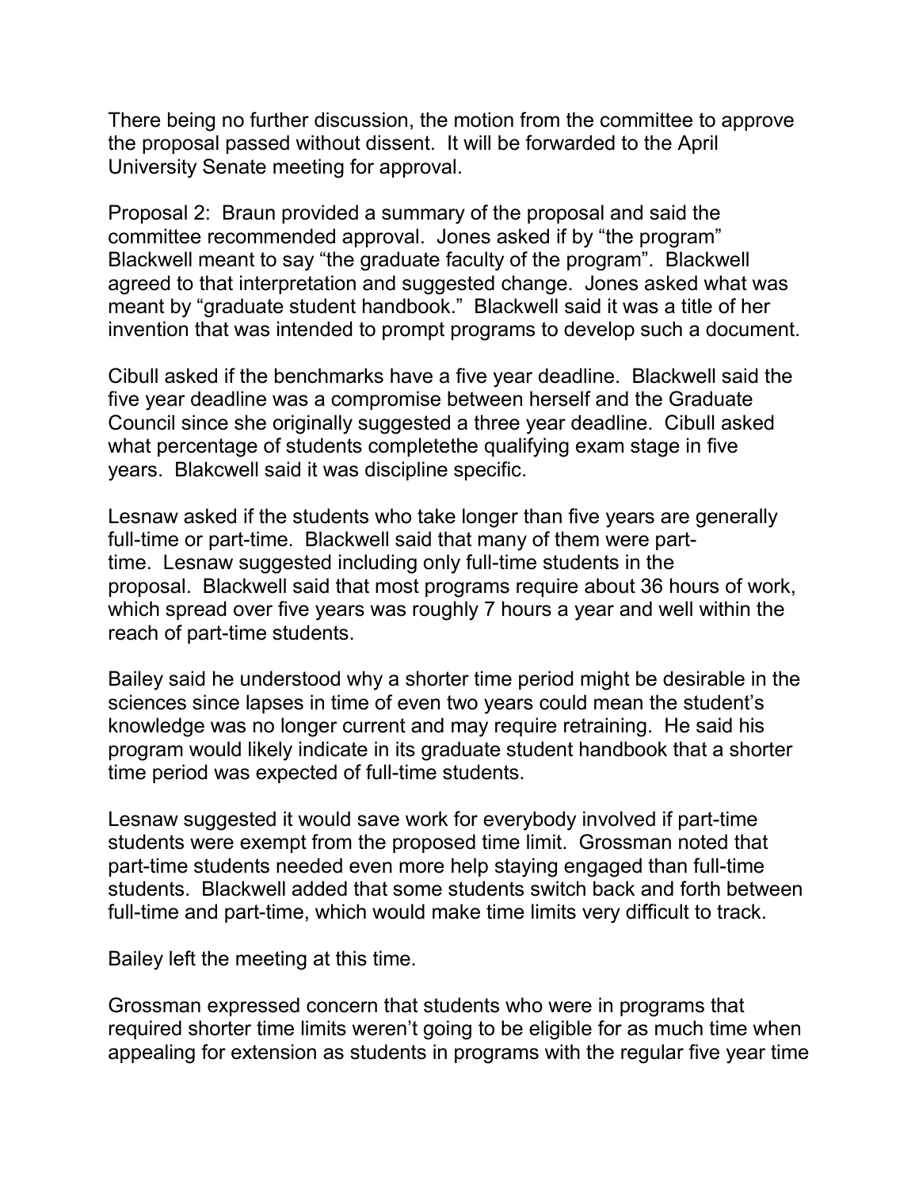There being no further discussion, the motion from the committee to approve the proposal passed without dissent. It will be forwarded to the April University Senate meeting for approval.

Proposal 2: Braun provided a summary of the proposal and said the committee recommended approval. Jones asked if by "the program" Blackwell meant to say "the graduate faculty of the program". Blackwell agreed to that interpretation and suggested change. Jones asked what was meant by "graduate student handbook." Blackwell said it was a title of her invention that was intended to prompt programs to develop such a document.

Cibull asked if the benchmarks have a five year deadline. Blackwell said the five year deadline was a compromise between herself and the Graduate Council since she originally suggested a three year deadline. Cibull asked what percentage of students completethe qualifying exam stage in five years. Blakcwell said it was discipline specific.

Lesnaw asked if the students who take longer than five years are generally full-time or part-time. Blackwell said that many of them were part-time. Lesnaw suggested including only full-time students in the proposal. Blackwell said that most programs require about 36 hours of work, which spread over five years was roughly 7 hours a year and well within the reach of part-time students.

Bailey said he understood why a shorter time period might be desirable in the sciences since lapses in time of even two years could mean the student's knowledge was no longer current and may require retraining. He said his program would likely indicate in its graduate student handbook that a shorter time period was expected of full-time students.

Lesnaw suggested it would save work for everybody involved if part-time students were exempt from the proposed time limit. Grossman noted that part-time students needed even more help staying engaged than full-time students. Blackwell added that some students switch back and forth between full-time and part-time, which would make time limits very difficult to track.

Bailey left the meeting at this time.

Grossman expressed concern that students who were in programs that required shorter time limits weren't going to be eligible for as much time when appealing for extension as students in programs with the regular five year time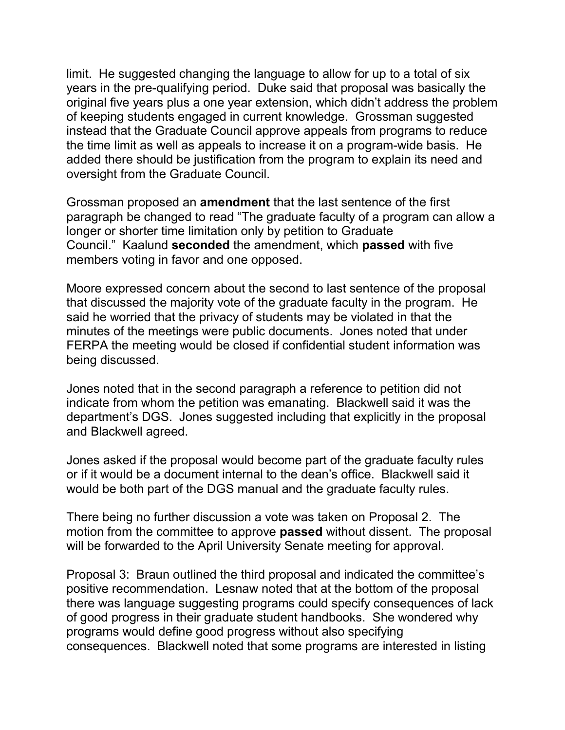limit. He suggested changing the language to allow for up to a total of six years in the pre-qualifying period. Duke said that proposal was basically the original five years plus a one year extension, which didn't address the problem of keeping students engaged in current knowledge. Grossman suggested instead that the Graduate Council approve appeals from programs to reduce the time limit as well as appeals to increase it on a program-wide basis. He added there should be justification from the program to explain its need and oversight from the Graduate Council.

Grossman proposed an **amendment** that the last sentence of the first paragraph be changed to read "The graduate faculty of a program can allow a longer or shorter time limitation only by petition to Graduate Council." Kaalund **seconded** the amendment, which **passed** with five members voting in favor and one opposed.

Moore expressed concern about the second to last sentence of the proposal that discussed the majority vote of the graduate faculty in the program. He said he worried that the privacy of students may be violated in that the minutes of the meetings were public documents. Jones noted that under FERPA the meeting would be closed if confidential student information was being discussed.

Jones noted that in the second paragraph a reference to petition did not indicate from whom the petition was emanating. Blackwell said it was the department's DGS. Jones suggested including that explicitly in the proposal and Blackwell agreed.

Jones asked if the proposal would become part of the graduate faculty rules or if it would be a document internal to the dean's office. Blackwell said it would be both part of the DGS manual and the graduate faculty rules.

There being no further discussion a vote was taken on Proposal 2. The motion from the committee to approve **passed** without dissent. The proposal will be forwarded to the April University Senate meeting for approval.

Proposal 3: Braun outlined the third proposal and indicated the committee's positive recommendation. Lesnaw noted that at the bottom of the proposal there was language suggesting programs could specify consequences of lack of good progress in their graduate student handbooks. She wondered why programs would define good progress without also specifying consequences. Blackwell noted that some programs are interested in listing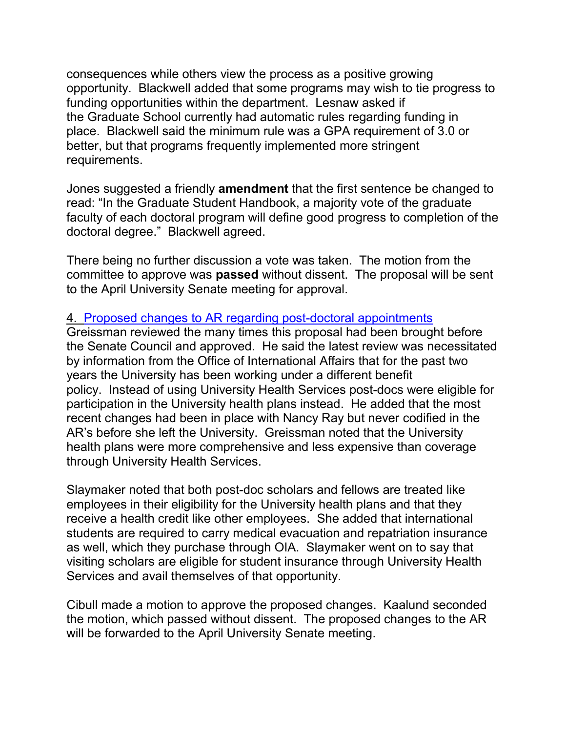consequences while others view the process as a positive growing opportunity. Blackwell added that some programs may wish to tie progress to funding opportunities within the department. Lesnaw asked if the Graduate School currently had automatic rules regarding funding in place. Blackwell said the minimum rule was a GPA requirement of 3.0 or better, but that programs frequently implemented more stringent requirements.

Jones suggested a friendly **amendment** that the first sentence be changed to read: "In the Graduate Student Handbook, a majority vote of the graduate faculty of each doctoral program will define good progress to completion of the doctoral degree." Blackwell agreed.

There being no further discussion a vote was taken. The motion from the committee to approve was **passed** without dissent. The proposal will be sent to the April University Senate meeting for approval.

4. Proposed changes to AR regarding post-doctoral appointments

Greissman reviewed the many times this proposal had been brought before the Senate Council and approved. He said the latest review was necessitated by information from the Office of International Affairs that for the past two years the University has been working under a different benefit policy. Instead of using University Health Services post-docs were eligible for participation in the University health plans instead. He added that the most recent changes had been in place with Nancy Ray but never codified in the AR's before she left the University. Greissman noted that the University health plans were more comprehensive and less expensive than coverage through University Health Services.

Slaymaker noted that both post-doc scholars and fellows are treated like employees in their eligibility for the University health plans and that they receive a health credit like other employees. She added that international students are required to carry medical evacuation and repatriation insurance as well, which they purchase through OIA. Slaymaker went on to say that visiting scholars are eligible for student insurance through University Health Services and avail themselves of that opportunity.

Cibull made a motion to approve the proposed changes. Kaalund seconded the motion, which passed without dissent. The proposed changes to the AR will be forwarded to the April University Senate meeting.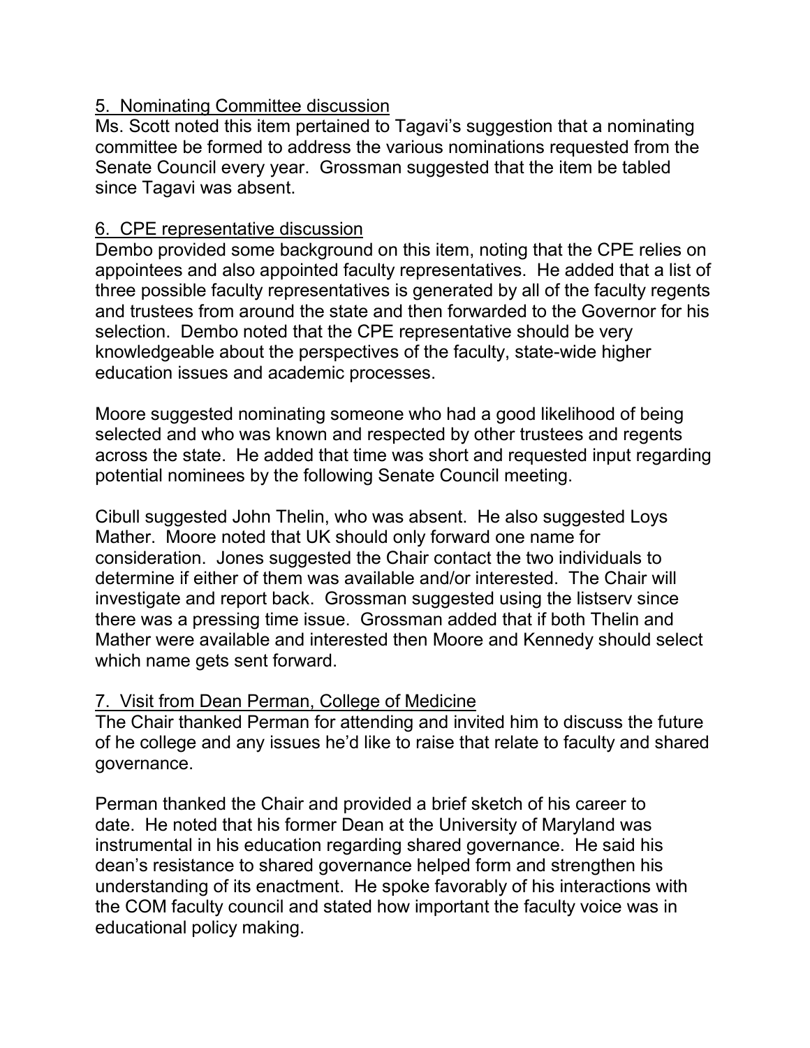5. Nominating Committee discussion

Ms. Scott noted this item pertained to Tagavi's suggestion that a nominating committee be formed to address the various nominations requested from the Senate Council every year. Grossman suggested that the item be tabled since Tagavi was absent.

6. CPE representative discussion

Dembo provided some background on this item, noting that the CPE relies on appointees and also appointed faculty representatives. He added that a list of three possible faculty representatives is generated by all of the faculty regents and trustees from around the state and then forwarded to the Governor for his selection. Dembo noted that the CPE representative should be very knowledgeable about the perspectives of the faculty, state-wide higher education issues and academic processes.

Moore suggested nominating someone who had a good likelihood of being selected and who was known and respected by other trustees and regents across the state. He added that time was short and requested input regarding potential nominees by the following Senate Council meeting.

Cibull suggested John Thelin, who was absent. He also suggested Loys Mather. Moore noted that UK should only forward one name for consideration. Jones suggested the Chair contact the two individuals to determine if either of them was available and/or interested. The Chair will investigate and report back. Grossman suggested using the listserv since there was a pressing time issue. Grossman added that if both Thelin and Mather were available and interested then Moore and Kennedy should select which name gets sent forward.

7. Visit from Dean Perman, College of Medicine

The Chair thanked Perman for attending and invited him to discuss the future of he college and any issues he'd like to raise that relate to faculty and shared governance.

Perman thanked the Chair and provided a brief sketch of his career to date. He noted that his former Dean at the University of Maryland was instrumental in his education regarding shared governance. He said his dean's resistance to shared governance helped form and strengthen his understanding of its enactment. He spoke favorably of his interactions with the COM faculty council and stated how important the faculty voice was in educational policy making.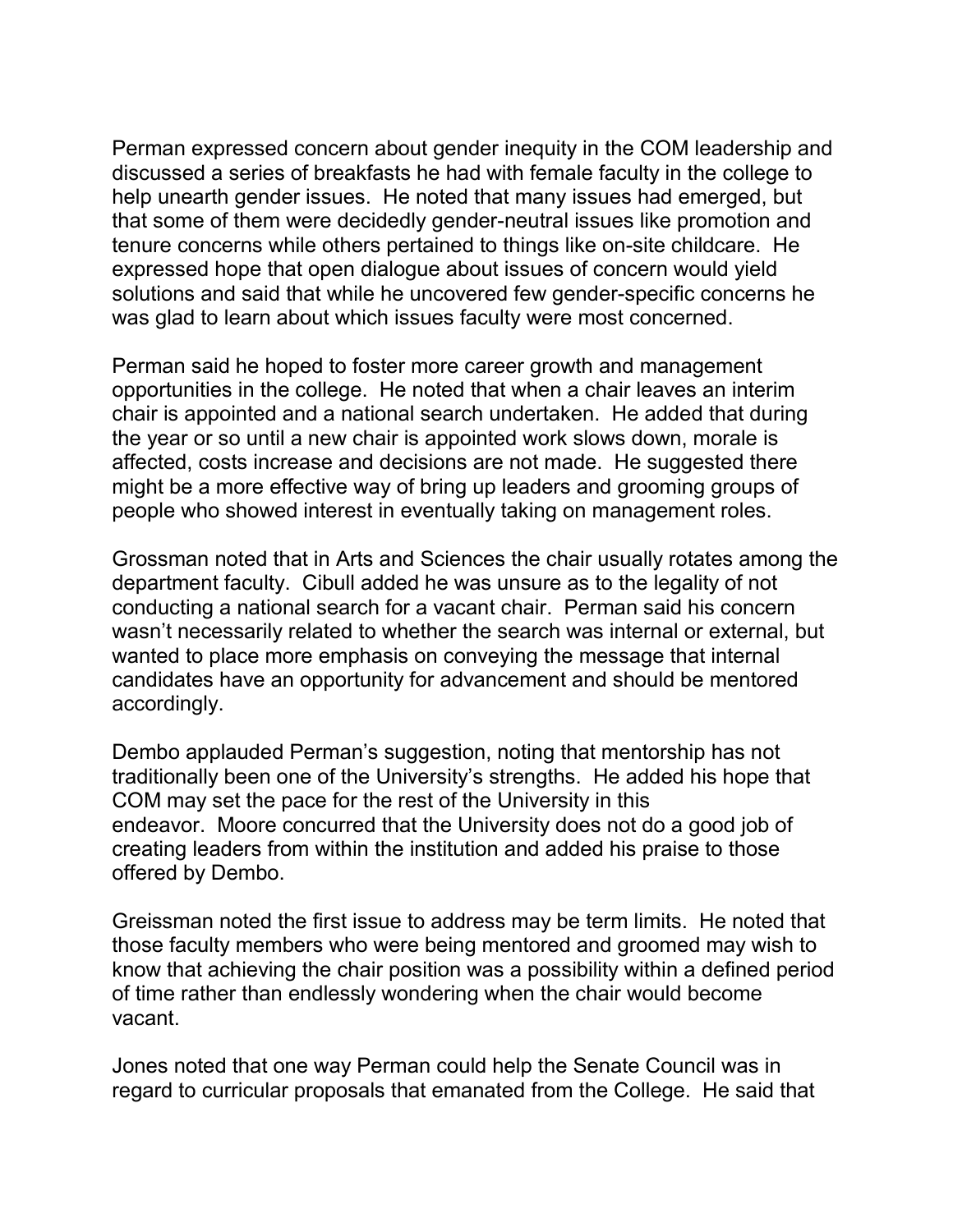Perman expressed concern about gender inequity in the COM leadership and discussed a series of breakfasts he had with female faculty in the college to help unearth gender issues. He noted that many issues had emerged, but that some of them were decidedly gender-neutral issues like promotion and tenure concerns while others pertained to things like on-site childcare. He expressed hope that open dialogue about issues of concern would yield solutions and said that while he uncovered few gender-specific concerns he was glad to learn about which issues faculty were most concerned.

Perman said he hoped to foster more career growth and management opportunities in the college. He noted that when a chair leaves an interim chair is appointed and a national search undertaken. He added that during the year or so until a new chair is appointed work slows down, morale is affected, costs increase and decisions are not made. He suggested there might be a more effective way of bring up leaders and grooming groups of people who showed interest in eventually taking on management roles.

Grossman noted that in Arts and Sciences the chair usually rotates among the department faculty. Cibull added he was unsure as to the legality of not conducting a national search for a vacant chair. Perman said his concern wasn't necessarily related to whether the search was internal or external, but wanted to place more emphasis on conveying the message that internal candidates have an opportunity for advancement and should be mentored accordingly.

Dembo applauded Perman's suggestion, noting that mentorship has not traditionally been one of the University's strengths. He added his hope that COM may set the pace for the rest of the University in this endeavor. Moore concurred that the University does not do a good job of creating leaders from within the institution and added his praise to those offered by Dembo.

Greissman noted the first issue to address may be term limits. He noted that those faculty members who were being mentored and groomed may wish to know that achieving the chair position was a possibility within a defined period of time rather than endlessly wondering when the chair would become vacant.

Jones noted that one way Perman could help the Senate Council was in regard to curricular proposals that emanated from the College. He said that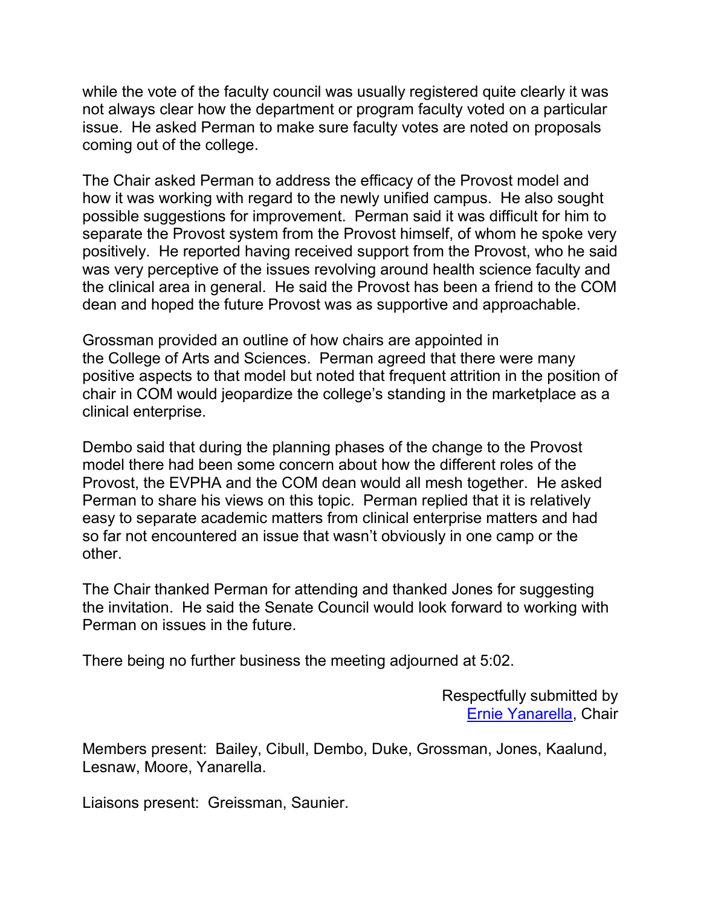while the vote of the faculty council was usually registered quite clearly it was not always clear how the department or program faculty voted on a particular issue. He asked Perman to make sure faculty votes are noted on proposals coming out of the college.

The Chair asked Perman to address the efficacy of the Provost model and how it was working with regard to the newly unified campus. He also sought possible suggestions for improvement. Perman said it was difficult for him to separate the Provost system from the Provost himself, of whom he spoke very positively. He reported having received support from the Provost, who he said was very perceptive of the issues revolving around health science faculty and the clinical area in general. He said the Provost has been a friend to the COM dean and hoped the future Provost was as supportive and approachable.

Grossman provided an outline of how chairs are appointed in the College of Arts and Sciences. Perman agreed that there were many positive aspects to that model but noted that frequent attrition in the position of chair in COM would jeopardize the college's standing in the marketplace as a clinical enterprise.

Dembo said that during the planning phases of the change to the Provost model there had been some concern about how the different roles of the Provost, the EVPHA and the COM dean would all mesh together. He asked Perman to share his views on this topic. Perman replied that it is relatively easy to separate academic matters from clinical enterprise matters and had so far not encountered an issue that wasn't obviously in one camp or the other.

The Chair thanked Perman for attending and thanked Jones for suggesting the invitation. He said the Senate Council would look forward to working with Perman on issues in the future.

There being no further business the meeting adjourned at 5:02.

Respectfully submitted by
Ernie Yanarella, Chair

Members present: Bailey, Cibull, Dembo, Duke, Grossman, Jones, Kaalund, Lesnaw, Moore, Yanarella.

Liaisons present: Greissman, Saunier.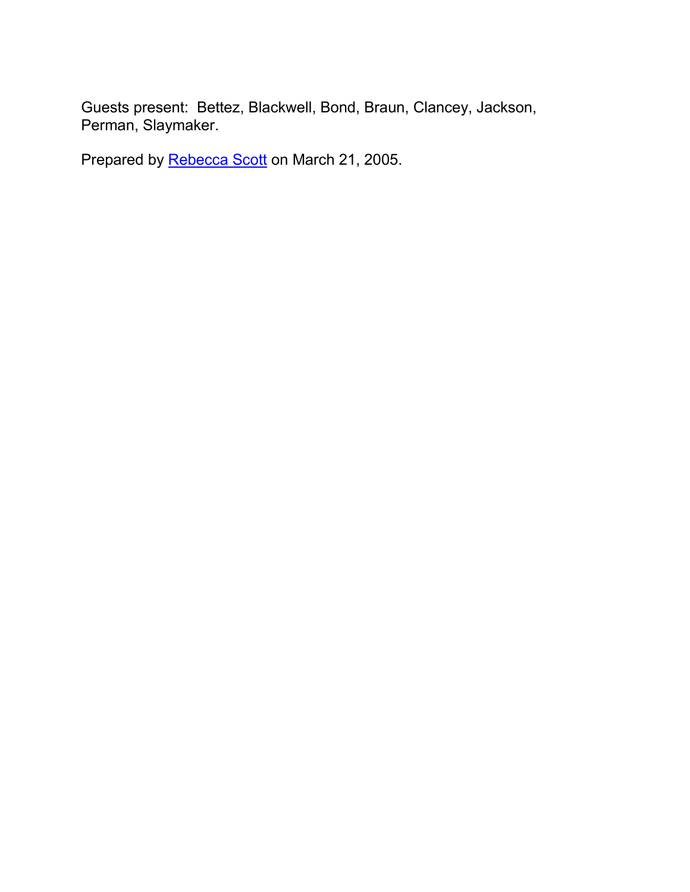Guests present: Bettez, Blackwell, Bond, Braun, Clancey, Jackson, Perman, Slaymaker.

Prepared by Rebecca Scott on March 21, 2005.